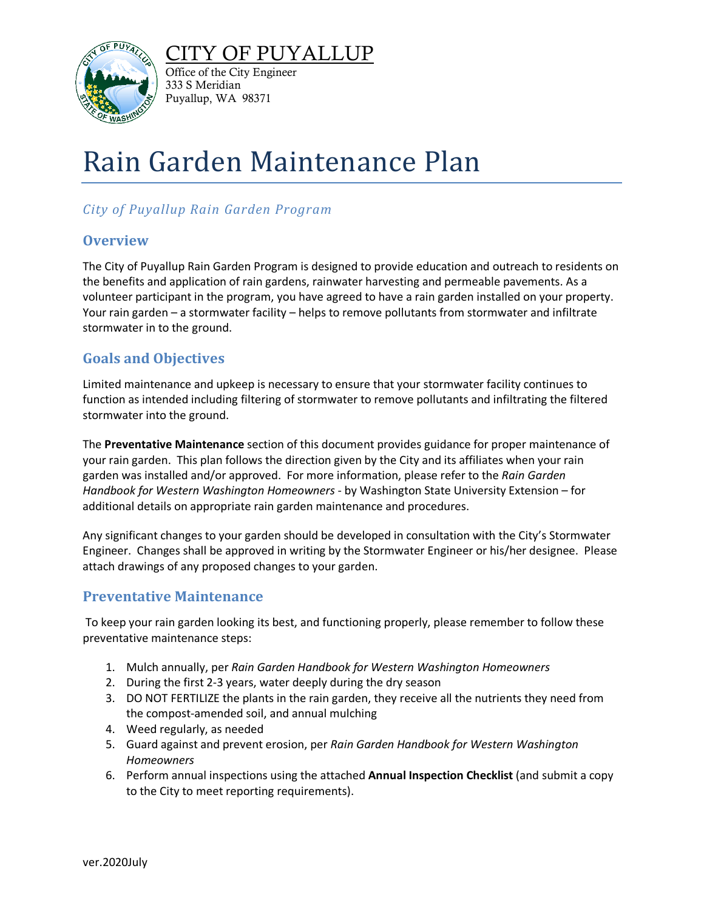CITY OF PUYALLUP

Office of the City Engineer
333 S Meridian
Puyallup, WA 98371

# Rain Garden Maintenance Plan

*City of Puyallup Rain Garden Program*

## Overview

The City of Puyallup Rain Garden Program is designed to provide education and outreach to residents on the benefits and application of rain gardens, rainwater harvesting and permeable pavements. As a volunteer participant in the program, you have agreed to have a rain garden installed on your property. Your rain garden – a stormwater facility – helps to remove pollutants from stormwater and infiltrate stormwater in to the ground.

## Goals and Objectives

Limited maintenance and upkeep is necessary to ensure that your stormwater facility continues to function as intended including filtering of stormwater to remove pollutants and infiltrating the filtered stormwater into the ground.

The **Preventative Maintenance** section of this document provides guidance for proper maintenance of your rain garden. This plan follows the direction given by the City and its affiliates when your rain garden was installed and/or approved. For more information, please refer to the *Rain Garden Handbook for Western Washington Homeowners* - by Washington State University Extension – for additional details on appropriate rain garden maintenance and procedures.

Any significant changes to your garden should be developed in consultation with the City's Stormwater Engineer. Changes shall be approved in writing by the Stormwater Engineer or his/her designee. Please attach drawings of any proposed changes to your garden.

## Preventative Maintenance

To keep your rain garden looking its best, and functioning properly, please remember to follow these preventative maintenance steps:

1. Mulch annually, per *Rain Garden Handbook for Western Washington Homeowners*
2. During the first 2-3 years, water deeply during the dry season
3. DO NOT FERTILIZE the plants in the rain garden, they receive all the nutrients they need from the compost-amended soil, and annual mulching
4. Weed regularly, as needed
5. Guard against and prevent erosion, per *Rain Garden Handbook for Western Washington Homeowners*
6. Perform annual inspections using the attached **Annual Inspection Checklist** (and submit a copy to the City to meet reporting requirements).

ver.2020July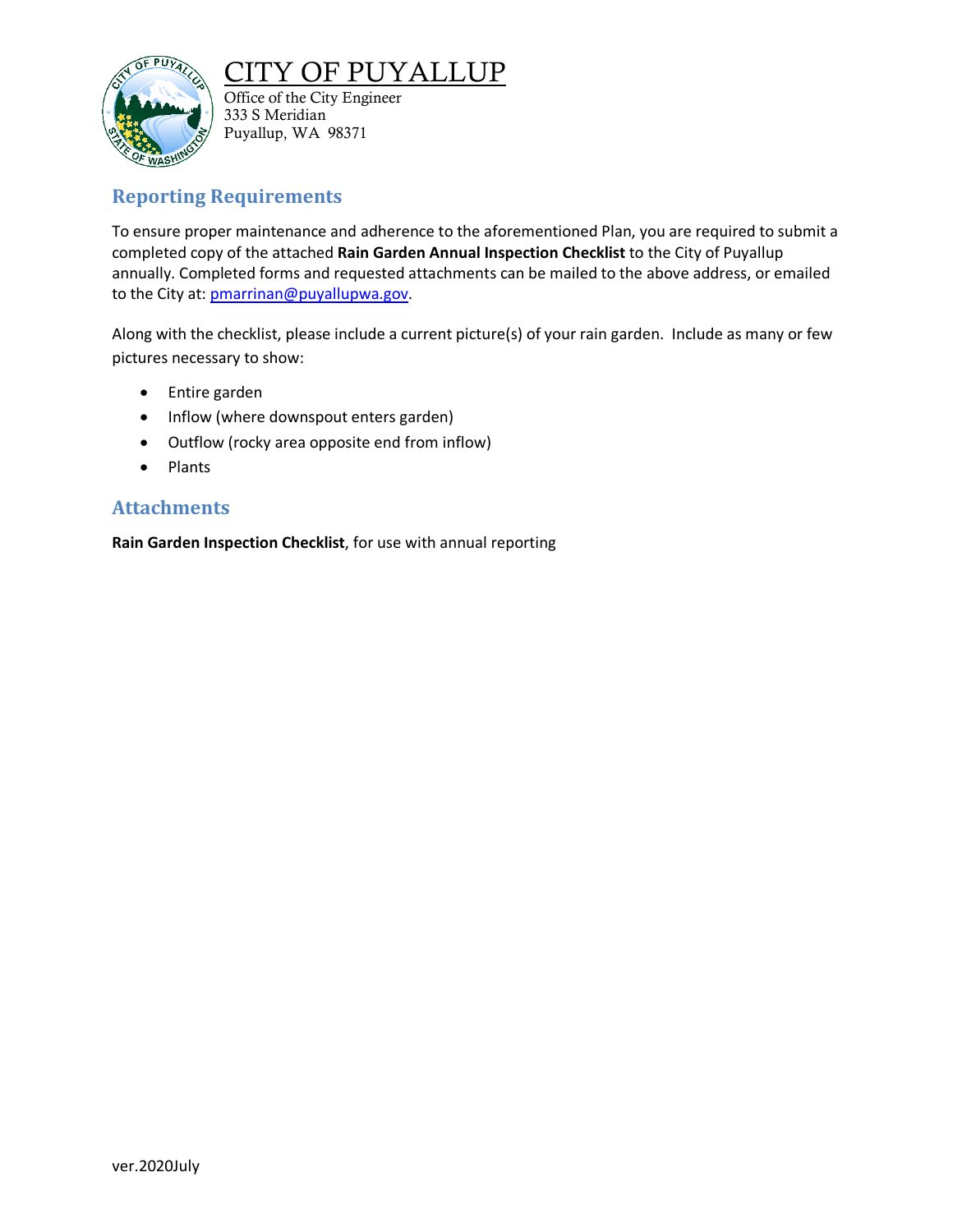# CITY OF PUYALLUP

Office of the City Engineer
333 S Meridian
Puyallup, WA 98371

## Reporting Requirements

To ensure proper maintenance and adherence to the aforementioned Plan, you are required to submit a completed copy of the attached **Rain Garden Annual Inspection Checklist** to the City of Puyallup annually. Completed forms and requested attachments can be mailed to the above address, or emailed to the City at: pmarrinan@puyallupwa.gov.

Along with the checklist, please include a current picture(s) of your rain garden. Include as many or few pictures necessary to show:

- Entire garden
- Inflow (where downspout enters garden)
- Outflow (rocky area opposite end from inflow)
- Plants

## Attachments

**Rain Garden Inspection Checklist**, for use with annual reporting

ver.2020July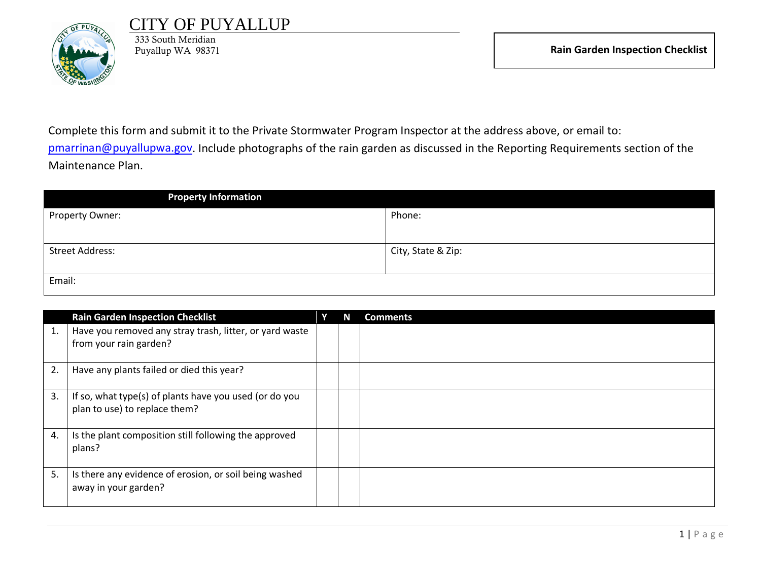# CITY OF PUYALLUP

333 South Meridian
Puyallup WA 98371

**Rain Garden Inspection Checklist**

Complete this form and submit it to the Private Stormwater Program Inspector at the address above, or email to: pmarrinan@puyallupwa.gov. Include photographs of the rain garden as discussed in the Reporting Requirements section of the Maintenance Plan.

| **Property Information** | |
|---|---|
| Property Owner: | Phone: |
| Street Address: | City, State & Zip: |
| Email: | |

| | **Rain Garden Inspection Checklist** | **Y** | **N** | **Comments** |
|---|---|---|---|---|
| 1. | Have you removed any stray trash, litter, or yard waste from your rain garden? | | | |
| 2. | Have any plants failed or died this year? | | | |
| 3. | If so, what type(s) of plants have you used (or do you plan to use) to replace them? | | | |
| 4. | Is the plant composition still following the approved plans? | | | |
| 5. | Is there any evidence of erosion, or soil being washed away in your garden? | | | |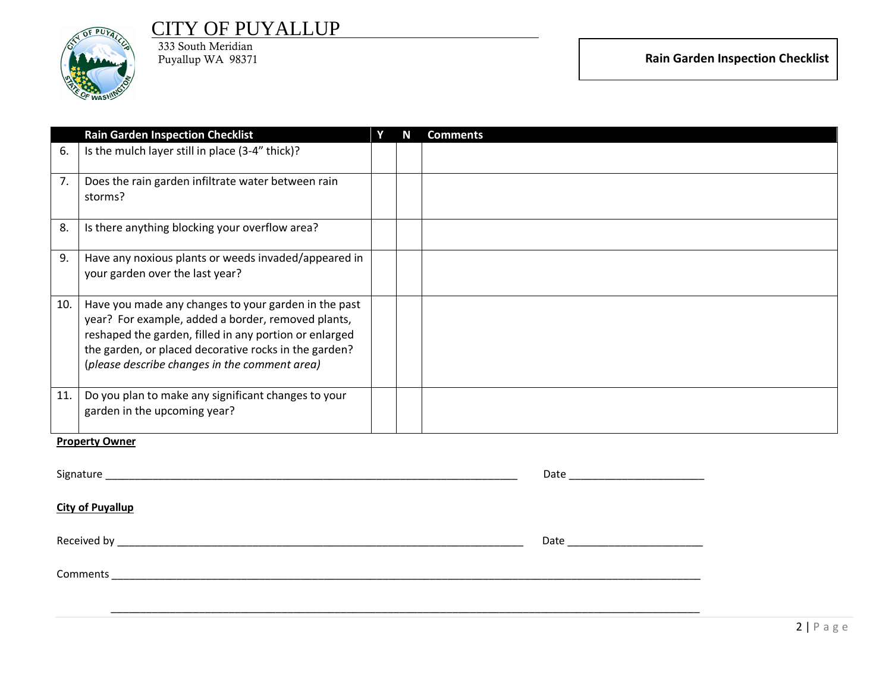# CITY OF PUYALLUP

333 South Meridian
Puyallup WA 98371

**Rain Garden Inspection Checklist**

| | Rain Garden Inspection Checklist | Y | N | Comments |
|---|---|---|---|---|
| 6. | Is the mulch layer still in place (3-4" thick)? | | | |
| 7. | Does the rain garden infiltrate water between rain storms? | | | |
| 8. | Is there anything blocking your overflow area? | | | |
| 9. | Have any noxious plants or weeds invaded/appeared in your garden over the last year? | | | |
| 10. | Have you made any changes to your garden in the past year? For example, added a border, removed plants, reshaped the garden, filled in any portion or enlarged the garden, or placed decorative rocks in the garden? (*please describe changes in the comment area)* | | | |
| 11. | Do you plan to make any significant changes to your garden in the upcoming year? | | | |

**Property Owner**

Signature ________________________________________________________________________ Date _______________________

**City of Puyallup**

Received by ______________________________________________________________________ Date _______________________

Comments ____________________________________________________________________________________________________

____________________________________________________________________________________________________